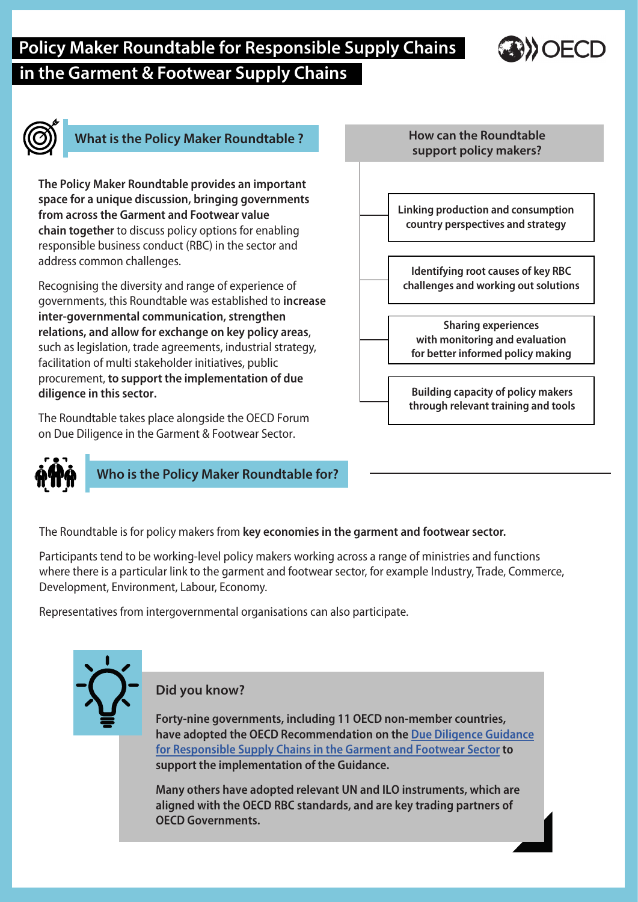# Policy Maker Roundtable for Responsible Supply Chains in the Garment & Footwear Supply Chains

## What is the Policy Maker Roundtable ?

**The Policy Maker Roundtable provides an important space for a unique discussion, bringing governments from across the Garment and Footwear value chain together** to discuss policy options for enabling responsible business conduct (RBC) in the sector and address common challenges.

Recognising the diversity and range of experience of governments, this Roundtable was established to **increase inter-governmental communication, strengthen relations, and allow for exchange on key policy areas**, such as legislation, trade agreements, industrial strategy, facilitation of multi stakeholder initiatives, public procurement, **to support the implementation of due diligence in this sector.**

The Roundtable takes place alongside the OECD Forum on Due Diligence in the Garment & Footwear Sector.

## How can the Roundtable support policy makers?

- **Linking production and consumption country perspectives and strategy**
- **Identifying root causes of key RBC challenges and working out solutions**
- **Sharing experiences with monitoring and evaluation for better informed policy making**
- **Building capacity of policy makers through relevant training and tools**

## Who is the Policy Maker Roundtable for?

The Roundtable is for policy makers from **key economies in the garment and footwear sector.**

Participants tend to be working-level policy makers working across a range of ministries and functions where there is a particular link to the garment and footwear sector, for example Industry, Trade, Commerce, Development, Environment, Labour, Economy.

Representatives from intergovernmental organisations can also participate.

### Did you know?

**Forty-nine governments, including 11 OECD non-member countries, have adopted the OECD Recommendation on the Due Diligence Guidance for Responsible Supply Chains in the Garment and Footwear Sector to support the implementation of the Guidance.**

**Many others have adopted relevant UN and ILO instruments, which are aligned with the OECD RBC standards, and are key trading partners of OECD Governments.**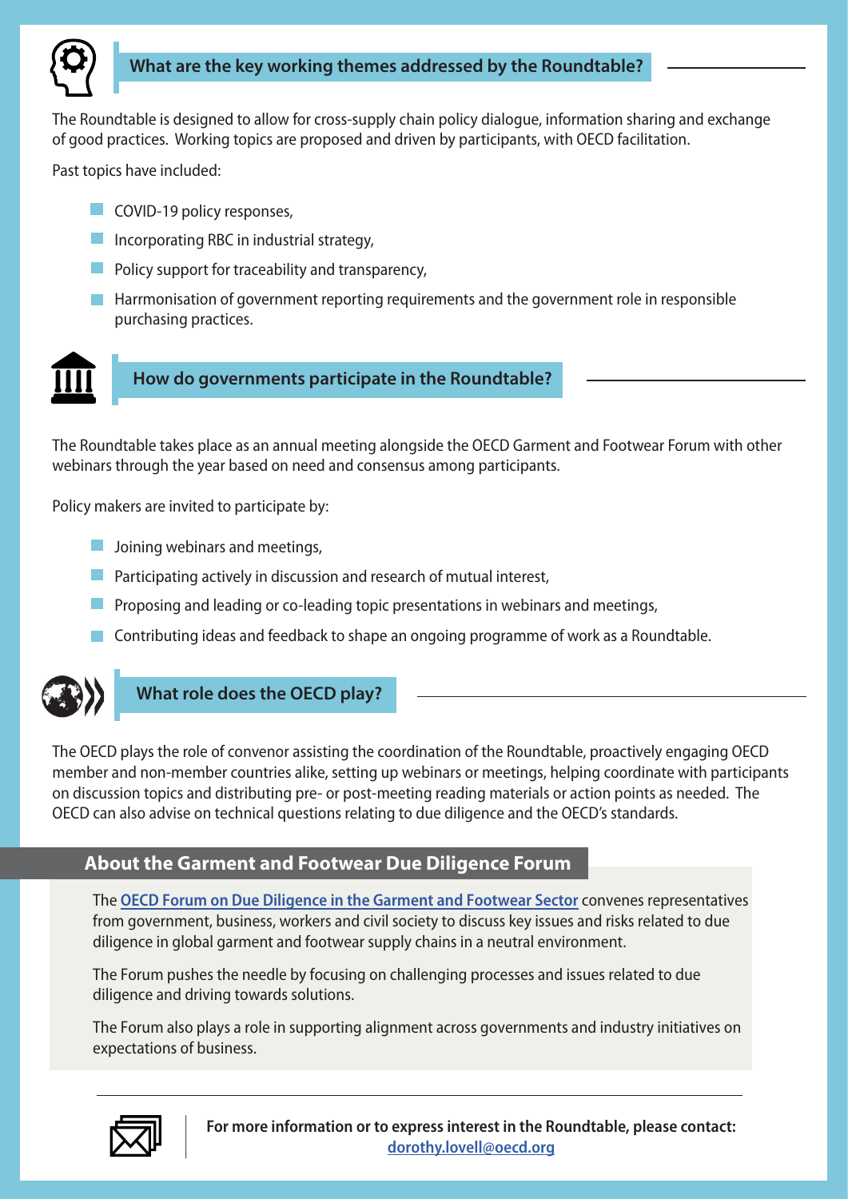## What are the key working themes addressed by the Roundtable?

The Roundtable is designed to allow for cross-supply chain policy dialogue, information sharing and exchange of good practices. Working topics are proposed and driven by participants, with OECD facilitation.

Past topics have included:

- COVID-19 policy responses,
- Incorporating RBC in industrial strategy,
- Policy support for traceability and transparency,
- Harrmonisation of government reporting requirements and the government role in responsible purchasing practices.

## How do governments participate in the Roundtable?

The Roundtable takes place as an annual meeting alongside the OECD Garment and Footwear Forum with other webinars through the year based on need and consensus among participants.

Policy makers are invited to participate by:

- Joining webinars and meetings,
- Participating actively in discussion and research of mutual interest,
- Proposing and leading or co-leading topic presentations in webinars and meetings,
- Contributing ideas and feedback to shape an ongoing programme of work as a Roundtable.

## What role does the OECD play?

The OECD plays the role of convenor assisting the coordination of the Roundtable, proactively engaging OECD member and non-member countries alike, setting up webinars or meetings, helping coordinate with participants on discussion topics and distributing pre- or post-meeting reading materials or action points as needed. The OECD can also advise on technical questions relating to due diligence and the OECD's standards.

## About the Garment and Footwear Due Diligence Forum

The **OECD Forum on Due Diligence in the Garment and Footwear Sector** convenes representatives from government, business, workers and civil society to discuss key issues and risks related to due diligence in global garment and footwear supply chains in a neutral environment.

The Forum pushes the needle by focusing on challenging processes and issues related to due diligence and driving towards solutions.

The Forum also plays a role in supporting alignment across governments and industry initiatives on expectations of business.

**For more information or to express interest in the Roundtable, please contact:**
**dorothy.lovell@oecd.org**